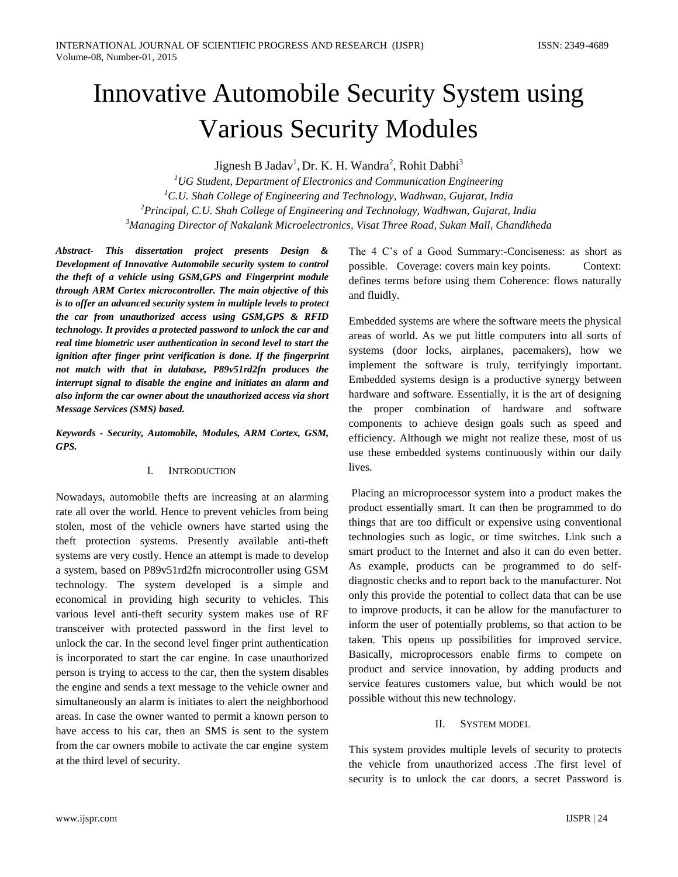# Innovative Automobile Security System using Various Security Modules

Jignesh B Jadav[1], Dr. K. H. Wandra[2], Rohit Dabhi[3]

[1]*UG Student, Department of Electronics and Communication Engineering*
[1]*C.U. Shah College of Engineering and Technology, Wadhwan, Gujarat, India*
[2]*Principal, C.U. Shah College of Engineering and Technology, Wadhwan, Gujarat, India*
[3]*Managing Director of Nakalank Microelectronics, Visat Three Road, Sukan Mall, Chandkheda*

***Abstract- This dissertation project presents Design & Development of Innovative Automobile security system to control the theft of a vehicle using GSM,GPS and Fingerprint module through ARM Cortex microcontroller. The main objective of this is to offer an advanced security system in multiple levels to protect the car from unauthorized access using GSM,GPS & RFID technology. It provides a protected password to unlock the car and real time biometric user authentication in second level to start the ignition after finger print verification is done. If the fingerprint not match with that in database, P89v51rd2fn produces the interrupt signal to disable the engine and initiates an alarm and also inform the car owner about the unauthorized access via short Message Services (SMS) based.***

***Keywords - Security, Automobile, Modules, ARM Cortex, GSM, GPS.***

## I. Introduction

Nowadays, automobile thefts are increasing at an alarming rate all over the world. Hence to prevent vehicles from being stolen, most of the vehicle owners have started using the theft protection systems. Presently available anti-theft systems are very costly. Hence an attempt is made to develop a system, based on P89v51rd2fn microcontroller using GSM technology. The system developed is a simple and economical in providing high security to vehicles. This various level anti-theft security system makes use of RF transceiver with protected password in the first level to unlock the car. In the second level finger print authentication is incorporated to start the car engine. In case unauthorized person is trying to access to the car, then the system disables the engine and sends a text message to the vehicle owner and simultaneously an alarm is initiates to alert the neighborhood areas. In case the owner wanted to permit a known person to have access to his car, then an SMS is sent to the system from the car owners mobile to activate the car engine system at the third level of security.

The 4 C's of a Good Summary:-Conciseness: as short as possible. Coverage: covers main key points. Context: defines terms before using them Coherence: flows naturally and fluidly.

Embedded systems are where the software meets the physical areas of world. As we put little computers into all sorts of systems (door locks, airplanes, pacemakers), how we implement the software is truly, terrifyingly important. Embedded systems design is a productive synergy between hardware and software. Essentially, it is the art of designing the proper combination of hardware and software components to achieve design goals such as speed and efficiency. Although we might not realize these, most of us use these embedded systems continuously within our daily lives.

Placing an microprocessor system into a product makes the product essentially smart. It can then be programmed to do things that are too difficult or expensive using conventional technologies such as logic, or time switches. Link such a smart product to the Internet and also it can do even better. As example, products can be programmed to do self-diagnostic checks and to report back to the manufacturer. Not only this provide the potential to collect data that can be use to improve products, it can be allow for the manufacturer to inform the user of potentially problems, so that action to be taken. This opens up possibilities for improved service. Basically, microprocessors enable firms to compete on product and service innovation, by adding products and service features customers value, but which would be not possible without this new technology.

## II. System model

This system provides multiple levels of security to protects the vehicle from unauthorized access .The first level of security is to unlock the car doors, a secret Password is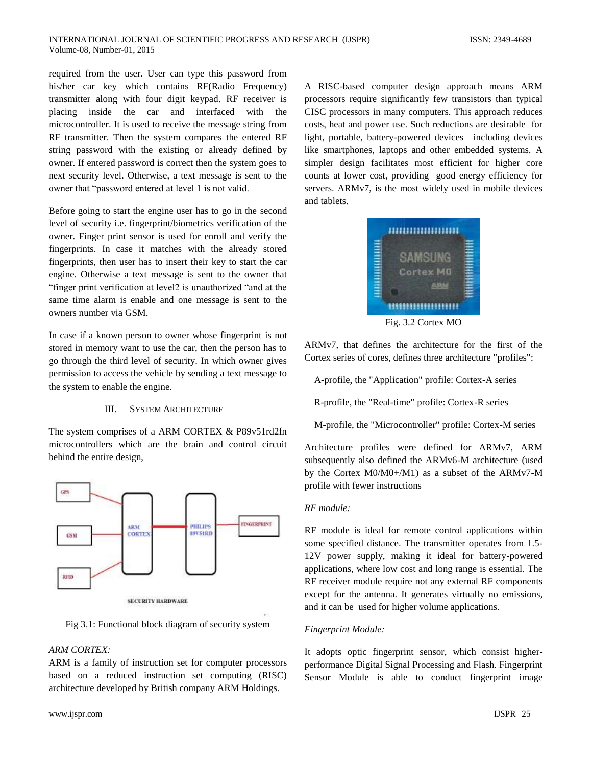required from the user. User can type this password from his/her car key which contains RF(Radio Frequency) transmitter along with four digit keypad. RF receiver is placing inside the car and interfaced with the microcontroller. It is used to receive the message string from RF transmitter. Then the system compares the entered RF string password with the existing or already defined by owner. If entered password is correct then the system goes to next security level. Otherwise, a text message is sent to the owner that "password entered at level 1 is not valid.

Before going to start the engine user has to go in the second level of security i.e. fingerprint/biometrics verification of the owner. Finger print sensor is used for enroll and verify the fingerprints. In case it matches with the already stored fingerprints, then user has to insert their key to start the car engine. Otherwise a text message is sent to the owner that "finger print verification at level2 is unauthorized "and at the same time alarm is enable and one message is sent to the owners number via GSM.

In case if a known person to owner whose fingerprint is not stored in memory want to use the car, then the person has to go through the third level of security. In which owner gives permission to access the vehicle by sending a text message to the system to enable the engine.

## III. System Architecture

The system comprises of a ARM CORTEX & P89v51rd2fn microcontrollers which are the brain and control circuit behind the entire design,

Fig 3.1: Functional block diagram of security system

*ARM CORTEX:*

ARM is a family of instruction set for computer processors based on a reduced instruction set computing (RISC) architecture developed by British company ARM Holdings.

A RISC-based computer design approach means ARM processors require significantly few transistors than typical CISC processors in many computers. This approach reduces costs, heat and power use. Such reductions are desirable for light, portable, battery-powered devices—including devices like smartphones, laptops and other embedded systems. A simpler design facilitates most efficient for higher core counts at lower cost, providing good energy efficiency for servers. ARMv7, is the most widely used in mobile devices and tablets.

Fig. 3.2 Cortex MO

ARMv7, that defines the architecture for the first of the Cortex series of cores, defines three architecture "profiles":

A-profile, the "Application" profile: Cortex-A series

R-profile, the "Real-time" profile: Cortex-R series

M-profile, the "Microcontroller" profile: Cortex-M series

Architecture profiles were defined for ARMv7, ARM subsequently also defined the ARMv6-M architecture (used by the Cortex M0/M0+/M1) as a subset of the ARMv7-M profile with fewer instructions

*RF module:*

RF module is ideal for remote control applications within some specified distance. The transmitter operates from 1.5-12V power supply, making it ideal for battery-powered applications, where low cost and long range is essential. The RF receiver module require not any external RF components except for the antenna. It generates virtually no emissions, and it can be used for higher volume applications.

*Fingerprint Module:*

It adopts optic fingerprint sensor, which consist higher-performance Digital Signal Processing and Flash. Fingerprint Sensor Module is able to conduct fingerprint image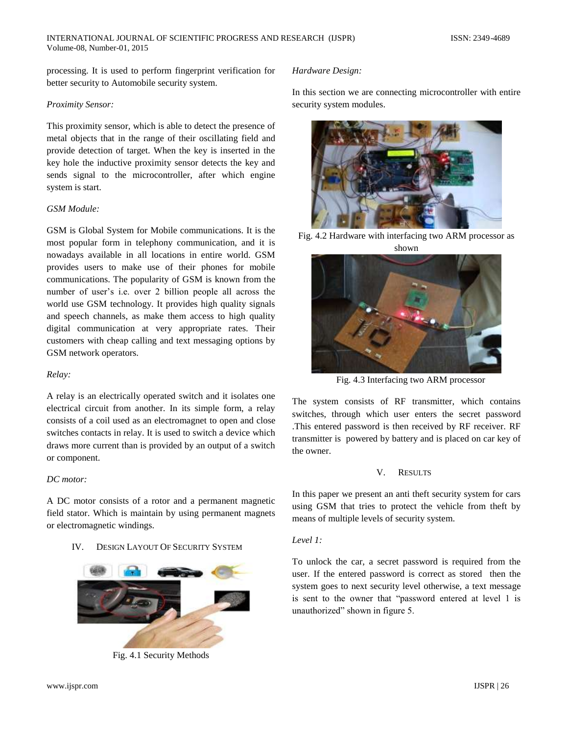processing. It is used to perform fingerprint verification for better security to Automobile security system.

*Proximity Sensor:*

This proximity sensor, which is able to detect the presence of metal objects that in the range of their oscillating field and provide detection of target. When the key is inserted in the key hole the inductive proximity sensor detects the key and sends signal to the microcontroller, after which engine system is start.

*GSM Module:*

GSM is Global System for Mobile communications. It is the most popular form in telephony communication, and it is nowadays available in all locations in entire world. GSM provides users to make use of their phones for mobile communications. The popularity of GSM is known from the number of user's i.e. over 2 billion people all across the world use GSM technology. It provides high quality signals and speech channels, as make them access to high quality digital communication at very appropriate rates. Their customers with cheap calling and text messaging options by GSM network operators.

*Relay:*

A relay is an electrically operated switch and it isolates one electrical circuit from another. In its simple form, a relay consists of a coil used as an electromagnet to open and close switches contacts in relay. It is used to switch a device which draws more current than is provided by an output of a switch or component.

*DC motor:*

A DC motor consists of a rotor and a permanent magnetic field stator. Which is maintain by using permanent magnets or electromagnetic windings.

## IV. DESIGN LAYOUT OF SECURITY SYSTEM

Fig. 4.1 Security Methods

*Hardware Design:*

In this section we are connecting microcontroller with entire security system modules.

Fig. 4.2 Hardware with interfacing two ARM processor as shown

Fig. 4.3 Interfacing two ARM processor

The system consists of RF transmitter, which contains switches, through which user enters the secret password .This entered password is then received by RF receiver. RF transmitter is powered by battery and is placed on car key of the owner.

## V. RESULTS

In this paper we present an anti theft security system for cars using GSM that tries to protect the vehicle from theft by means of multiple levels of security system.

*Level 1:*

To unlock the car, a secret password is required from the user. If the entered password is correct as stored then the system goes to next security level otherwise, a text message is sent to the owner that "password entered at level 1 is unauthorized" shown in figure 5.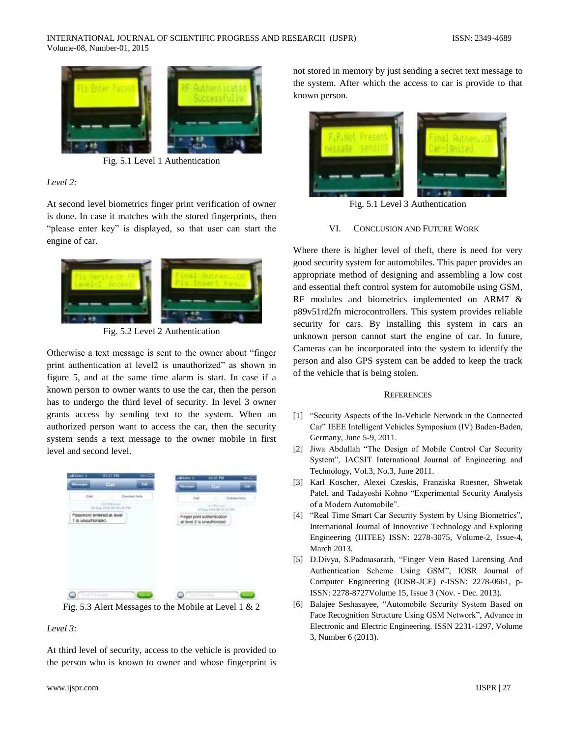Fig. 5.1 Level 1 Authentication

*Level 2:*

At second level biometrics finger print verification of owner is done. In case it matches with the stored fingerprints, then "please enter key" is displayed, so that user can start the engine of car.

Fig. 5.2 Level 2 Authentication

Otherwise a text message is sent to the owner about "finger print authentication at level2 is unauthorized" as shown in figure 5, and at the same time alarm is start. In case if a known person to owner wants to use the car, then the person has to undergo the third level of security. In level 3 owner grants access by sending text to the system. When an authorized person want to access the car, then the security system sends a text message to the owner mobile in first level and second level.

Fig. 5.3 Alert Messages to the Mobile at Level 1 & 2

*Level 3:*

At third level of security, access to the vehicle is provided to the person who is known to owner and whose fingerprint is not stored in memory by just sending a secret text message to the system. After which the access to car is provide to that known person.

Fig. 5.1 Level 3 Authentication

## VI. Conclusion and Future Work

Where there is higher level of theft, there is need for very good security system for automobiles. This paper provides an appropriate method of designing and assembling a low cost and essential theft control system for automobile using GSM, RF modules and biometrics implemented on ARM7 & p89v51rd2fn microcontrollers. This system provides reliable security for cars. By installing this system in cars an unknown person cannot start the engine of car. In future, Cameras can be incorporated into the system to identify the person and also GPS system can be added to keep the track of the vehicle that is being stolen.

## References

[1] "Security Aspects of the In-Vehicle Network in the Connected Car" IEEE Intelligent Vehicles Symposium (IV) Baden-Baden, Germany, June 5-9, 2011.

[2] Jiwa Abdullah "The Design of Mobile Control Car Security System", IACSIT International Journal of Engineering and Technology, Vol.3, No.3, June 2011.

[3] Karl Koscher, Alexei Czeskis, Franziska Roesner, Shwetak Patel, and Tadayoshi Kohno "Experimental Security Analysis of a Modern Automobile".

[4] "Real Time Smart Car Security System by Using Biometrics", International Journal of Innovative Technology and Exploring Engineering (IJITEE) ISSN: 2278-3075, Volume-2, Issue-4, March 2013.

[5] D.Divya, S.Padmasarath, "Finger Vein Based Licensing And Authentication Scheme Using GSM", IOSR Journal of Computer Engineering (IOSR-JCE) e-ISSN: 2278-0661, p-ISSN: 2278-8727Volume 15, Issue 3 (Nov. - Dec. 2013).

[6] Balajee Seshasayee, "Automobile Security System Based on Face Recognition Structure Using GSM Network", Advance in Electronic and Electric Engineering. ISSN 2231-1297, Volume 3, Number 6 (2013).